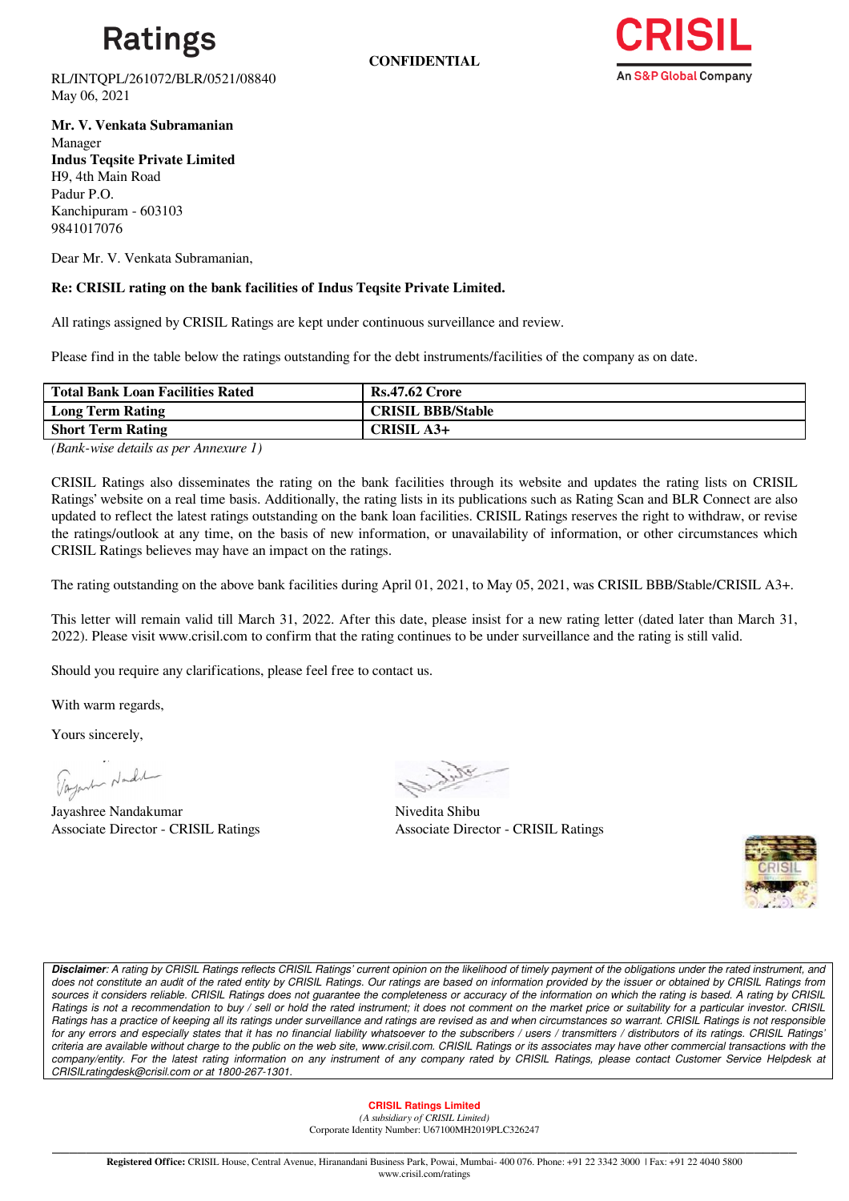# Ratings

**CONFIDENTIAL**

RL/INTQPL/261072/BLR/0521/08840
May 06, 2021

**Mr. V. Venkata Subramanian**
Manager
**Indus Teqsite Private Limited**
H9, 4th Main Road
Padur P.O.
Kanchipuram - 603103
9841017076

Dear Mr. V. Venkata Subramanian,

**Re: CRISIL rating on the bank facilities of Indus Teqsite Private Limited.**

All ratings assigned by CRISIL Ratings are kept under continuous surveillance and review.

Please find in the table below the ratings outstanding for the debt instruments/facilities of the company as on date.

| **Total Bank Loan Facilities Rated** | **Rs.47.62 Crore** |
|---|---|
| **Long Term Rating** | **CRISIL BBB/Stable** |
| **Short Term Rating** | **CRISIL A3+** |

*(Bank-wise details as per Annexure 1)*

CRISIL Ratings also disseminates the rating on the bank facilities through its website and updates the rating lists on CRISIL Ratings' website on a real time basis. Additionally, the rating lists in its publications such as Rating Scan and BLR Connect are also updated to reflect the latest ratings outstanding on the bank loan facilities. CRISIL Ratings reserves the right to withdraw, or revise the ratings/outlook at any time, on the basis of new information, or unavailability of information, or other circumstances which CRISIL Ratings believes may have an impact on the ratings.

The rating outstanding on the above bank facilities during April 01, 2021, to May 05, 2021, was CRISIL BBB/Stable/CRISIL A3+.

This letter will remain valid till March 31, 2022. After this date, please insist for a new rating letter (dated later than March 31, 2022). Please visit www.crisil.com to confirm that the rating continues to be under surveillance and the rating is still valid.

Should you require any clarifications, please feel free to contact us.

With warm regards,

Yours sincerely,

Jayashree Nandakumar
Associate Director - CRISIL Ratings

Nivedita Shibu
Associate Director - CRISIL Ratings

***Disclaimer**: A rating by CRISIL Ratings reflects CRISIL Ratings' current opinion on the likelihood of timely payment of the obligations under the rated instrument, and does not constitute an audit of the rated entity by CRISIL Ratings. Our ratings are based on information provided by the issuer or obtained by CRISIL Ratings from sources it considers reliable. CRISIL Ratings does not guarantee the completeness or accuracy of the information on which the rating is based. A rating by CRISIL Ratings is not a recommendation to buy / sell or hold the rated instrument; it does not comment on the market price or suitability for a particular investor. CRISIL Ratings has a practice of keeping all its ratings under surveillance and ratings are revised as and when circumstances so warrant. CRISIL Ratings is not responsible for any errors and especially states that it has no financial liability whatsoever to the subscribers / users / transmitters / distributors of its ratings. CRISIL Ratings' criteria are available without charge to the public on the web site, www.crisil.com. CRISIL Ratings or its associates may have other commercial transactions with the company/entity. For the latest rating information on any instrument of any company rated by CRISIL Ratings, please contact Customer Service Helpdesk at CRISILratingdesk@crisil.com or at 1800-267-1301.*

**CRISIL Ratings Limited**
*(A subsidiary of CRISIL Limited)*
Corporate Identity Number: U67100MH2019PLC326247

**Registered Office:** CRISIL House, Central Avenue, Hiranandani Business Park, Powai, Mumbai- 400 076. Phone: +91 22 3342 3000 | Fax: +91 22 4040 5800
www.crisil.com/ratings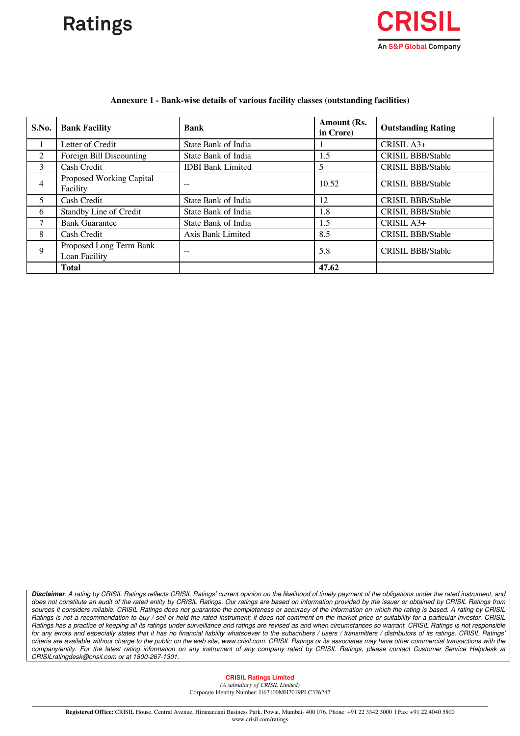**Annexure 1 - Bank-wise details of various facility classes (outstanding facilities)**

| S.No. | Bank Facility | Bank | Amount (Rs. in Crore) | Outstanding Rating |
|---|---|---|---|---|
| 1 | Letter of Credit | State Bank of India | 1 | CRISIL A3+ |
| 2 | Foreign Bill Discounting | State Bank of India | 1.5 | CRISIL BBB/Stable |
| 3 | Cash Credit | IDBI Bank Limited | 5 | CRISIL BBB/Stable |
| 4 | Proposed Working Capital Facility | -- | 10.52 | CRISIL BBB/Stable |
| 5 | Cash Credit | State Bank of India | 12 | CRISIL BBB/Stable |
| 6 | Standby Line of Credit | State Bank of India | 1.8 | CRISIL BBB/Stable |
| 7 | Bank Guarantee | State Bank of India | 1.5 | CRISIL A3+ |
| 8 | Cash Credit | Axis Bank Limited | 8.5 | CRISIL BBB/Stable |
| 9 | Proposed Long Term Bank Loan Facility | -- | 5.8 | CRISIL BBB/Stable |
| | **Total** | | **47.62** | |

***Disclaimer**: A rating by CRISIL Ratings reflects CRISIL Ratings' current opinion on the likelihood of timely payment of the obligations under the rated instrument, and does not constitute an audit of the rated entity by CRISIL Ratings. Our ratings are based on information provided by the issuer or obtained by CRISIL Ratings from sources it considers reliable. CRISIL Ratings does not guarantee the completeness or accuracy of the information on which the rating is based. A rating by CRISIL Ratings is not a recommendation to buy / sell or hold the rated instrument; it does not comment on the market price or suitability for a particular investor. CRISIL Ratings has a practice of keeping all its ratings under surveillance and ratings are revised as and when circumstances so warrant. CRISIL Ratings is not responsible for any errors and especially states that it has no financial liability whatsoever to the subscribers / users / transmitters / distributors of its ratings. CRISIL Ratings' criteria are available without charge to the public on the web site, www.crisil.com. CRISIL Ratings or its associates may have other commercial transactions with the company/entity. For the latest rating information on any instrument of any company rated by CRISIL Ratings, please contact Customer Service Helpdesk at CRISILratingdesk@crisil.com or at 1800-267-1301.*

**CRISIL Ratings Limited**
*(A subsidiary of CRISIL Limited)*
Corporate Identity Number: U67100MH2019PLC326247

**Registered Office:** CRISIL House, Central Avenue, Hiranandani Business Park, Powai, Mumbai- 400 076. Phone: +91 22 3342 3000 | Fax: +91 22 4040 5800
www.crisil.com/ratings